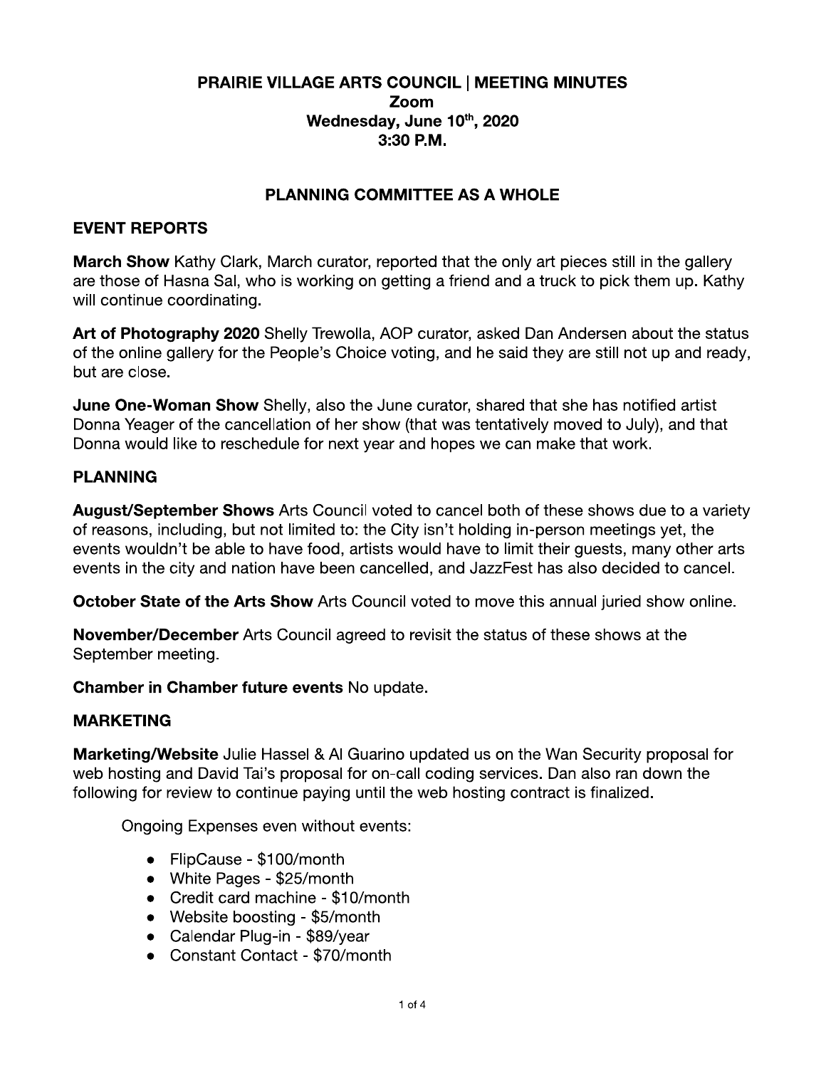# PRAIRIE VILLAGE ARTS COUNCIL | MEETING MINUTES

**Zoom**
**Wednesday, June 10th, 2020**
**3:30 P.M.**

## PLANNING COMMITTEE AS A WHOLE

### EVENT REPORTS

**March Show** Kathy Clark, March curator, reported that the only art pieces still in the gallery are those of Hasna Sal, who is working on getting a friend and a truck to pick them up. Kathy will continue coordinating.

**Art of Photography 2020** Shelly Trewolla, AOP curator, asked Dan Andersen about the status of the online gallery for the People's Choice voting, and he said they are still not up and ready, but are close.

**June One-Woman Show** Shelly, also the June curator, shared that she has notified artist Donna Yeager of the cancellation of her show (that was tentatively moved to July), and that Donna would like to reschedule for next year and hopes we can make that work.

### PLANNING

**August/September Shows** Arts Council voted to cancel both of these shows due to a variety of reasons, including, but not limited to: the City isn't holding in-person meetings yet, the events wouldn't be able to have food, artists would have to limit their guests, many other arts events in the city and nation have been cancelled, and JazzFest has also decided to cancel.

**October State of the Arts Show** Arts Council voted to move this annual juried show online.

**November/December** Arts Council agreed to revisit the status of these shows at the September meeting.

**Chamber in Chamber future events** No update.

### MARKETING

**Marketing/Website** Julie Hassel & Al Guarino updated us on the Wan Security proposal for web hosting and David Tai's proposal for on-call coding services. Dan also ran down the following for review to continue paying until the web hosting contract is finalized.

Ongoing Expenses even without events:

- FlipCause - $100/month
- White Pages - $25/month
- Credit card machine - $10/month
- Website boosting - $5/month
- Calendar Plug-in - $89/year
- Constant Contact - $70/month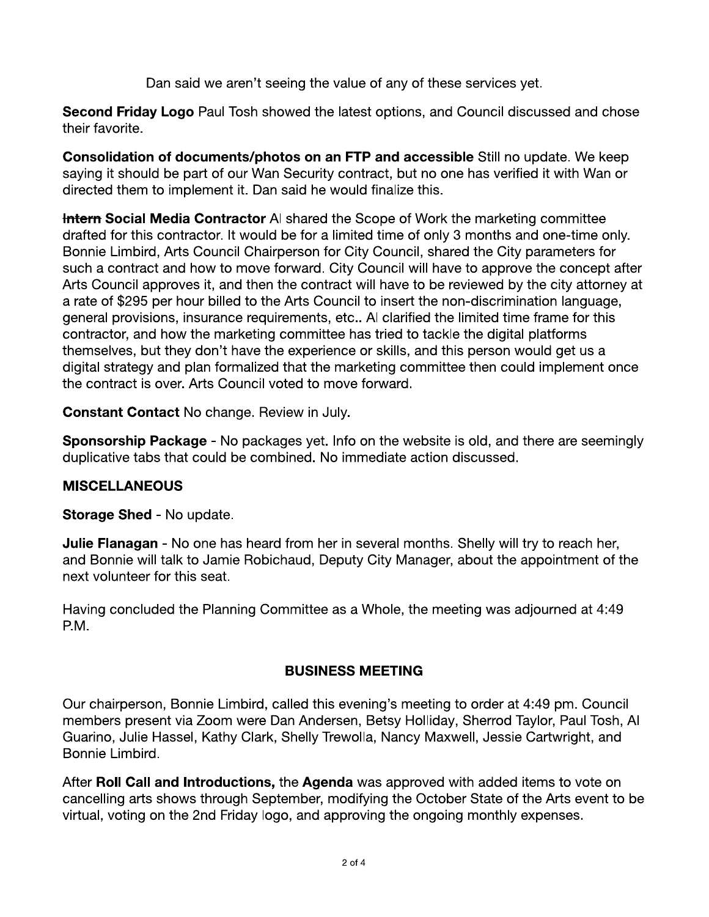Dan said we aren't seeing the value of any of these services yet.

**Second Friday Logo** Paul Tosh showed the latest options, and Council discussed and chose their favorite.

**Consolidation of documents/photos on an FTP and accessible** Still no update. We keep saying it should be part of our Wan Security contract, but no one has verified it with Wan or directed them to implement it. Dan said he would finalize this.

**~~Intern~~ Social Media Contractor** Al shared the Scope of Work the marketing committee drafted for this contractor. It would be for a limited time of only 3 months and one-time only. Bonnie Limbird, Arts Council Chairperson for City Council, shared the City parameters for such a contract and how to move forward. City Council will have to approve the concept after Arts Council approves it, and then the contract will have to be reviewed by the city attorney at a rate of $295 per hour billed to the Arts Council to insert the non-discrimination language, general provisions, insurance requirements, etc.. Al clarified the limited time frame for this contractor, and how the marketing committee has tried to tackle the digital platforms themselves, but they don't have the experience or skills, and this person would get us a digital strategy and plan formalized that the marketing committee then could implement once the contract is over. Arts Council voted to move forward.

**Constant Contact** No change. Review in July.

**Sponsorship Package** - No packages yet. Info on the website is old, and there are seemingly duplicative tabs that could be combined. No immediate action discussed.

## MISCELLANEOUS

**Storage Shed** - No update.

**Julie Flanagan** - No one has heard from her in several months. Shelly will try to reach her, and Bonnie will talk to Jamie Robichaud, Deputy City Manager, about the appointment of the next volunteer for this seat.

Having concluded the Planning Committee as a Whole, the meeting was adjourned at 4:49 P.M.

## BUSINESS MEETING

Our chairperson, Bonnie Limbird, called this evening's meeting to order at 4:49 pm. Council members present via Zoom were Dan Andersen, Betsy Holliday, Sherrod Taylor, Paul Tosh, Al Guarino, Julie Hassel, Kathy Clark, Shelly Trewolla, Nancy Maxwell, Jessie Cartwright, and Bonnie Limbird.

After **Roll Call and Introductions,** the **Agenda** was approved with added items to vote on cancelling arts shows through September, modifying the October State of the Arts event to be virtual, voting on the 2nd Friday logo, and approving the ongoing monthly expenses.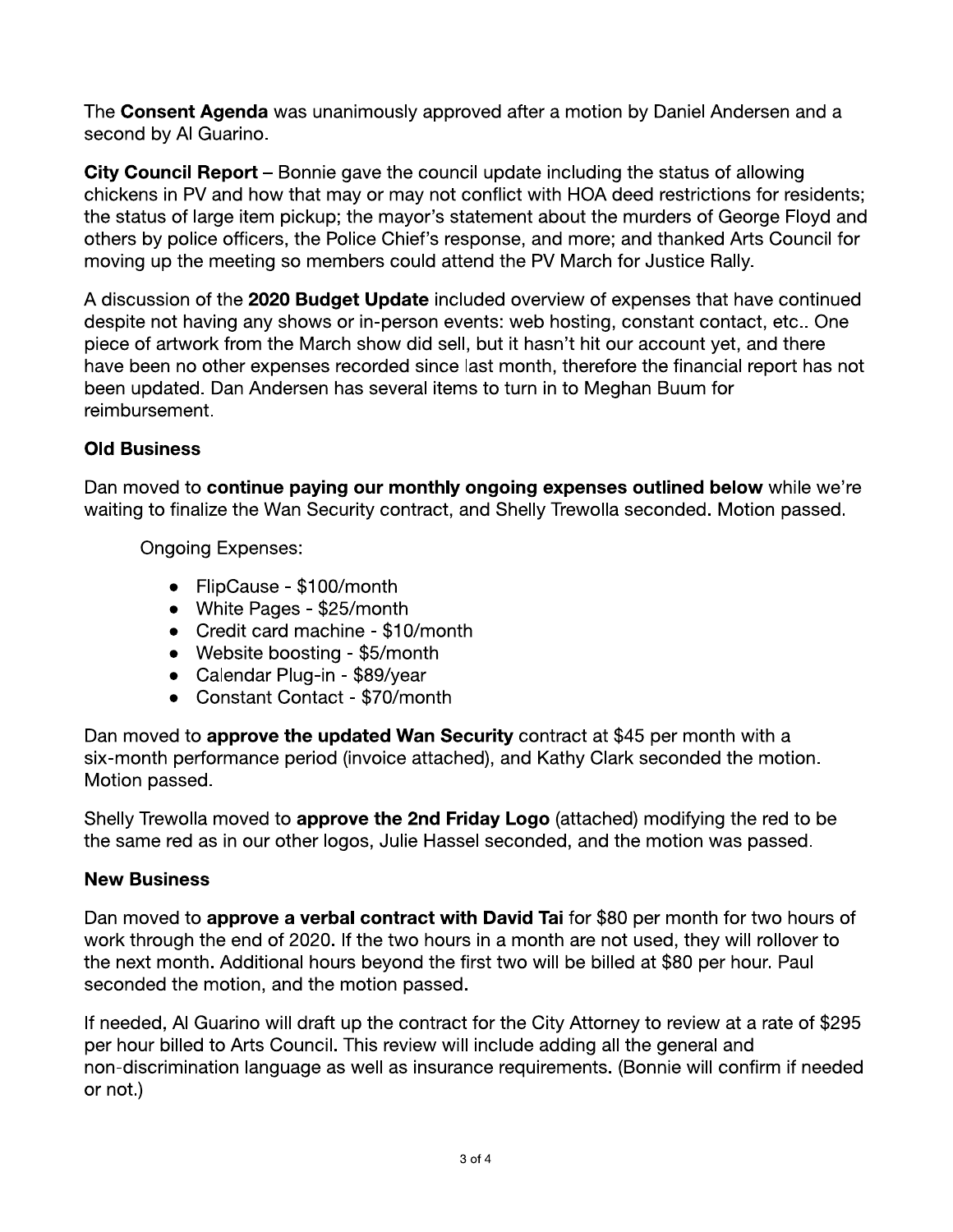The **Consent Agenda** was unanimously approved after a motion by Daniel Andersen and a second by Al Guarino.

**City Council Report** – Bonnie gave the council update including the status of allowing chickens in PV and how that may or may not conflict with HOA deed restrictions for residents; the status of large item pickup; the mayor's statement about the murders of George Floyd and others by police officers, the Police Chief's response, and more; and thanked Arts Council for moving up the meeting so members could attend the PV March for Justice Rally.

A discussion of the **2020 Budget Update** included overview of expenses that have continued despite not having any shows or in-person events: web hosting, constant contact, etc.. One piece of artwork from the March show did sell, but it hasn't hit our account yet, and there have been no other expenses recorded since last month, therefore the financial report has not been updated. Dan Andersen has several items to turn in to Meghan Buum for reimbursement.

**Old Business**

Dan moved to **continue paying our monthly ongoing expenses outlined below** while we're waiting to finalize the Wan Security contract, and Shelly Trewolla seconded. Motion passed.

Ongoing Expenses:

- FlipCause - $100/month
- White Pages - $25/month
- Credit card machine - $10/month
- Website boosting - $5/month
- Calendar Plug-in - $89/year
- Constant Contact - $70/month

Dan moved to **approve the updated Wan Security** contract at $45 per month with a six-month performance period (invoice attached), and Kathy Clark seconded the motion. Motion passed.

Shelly Trewolla moved to **approve the 2nd Friday Logo** (attached) modifying the red to be the same red as in our other logos, Julie Hassel seconded, and the motion was passed.

**New Business**

Dan moved to **approve a verbal contract with David Tai** for $80 per month for two hours of work through the end of 2020. If the two hours in a month are not used, they will rollover to the next month. Additional hours beyond the first two will be billed at $80 per hour. Paul seconded the motion, and the motion passed.

If needed, Al Guarino will draft up the contract for the City Attorney to review at a rate of $295 per hour billed to Arts Council. This review will include adding all the general and non-discrimination language as well as insurance requirements. (Bonnie will confirm if needed or not.)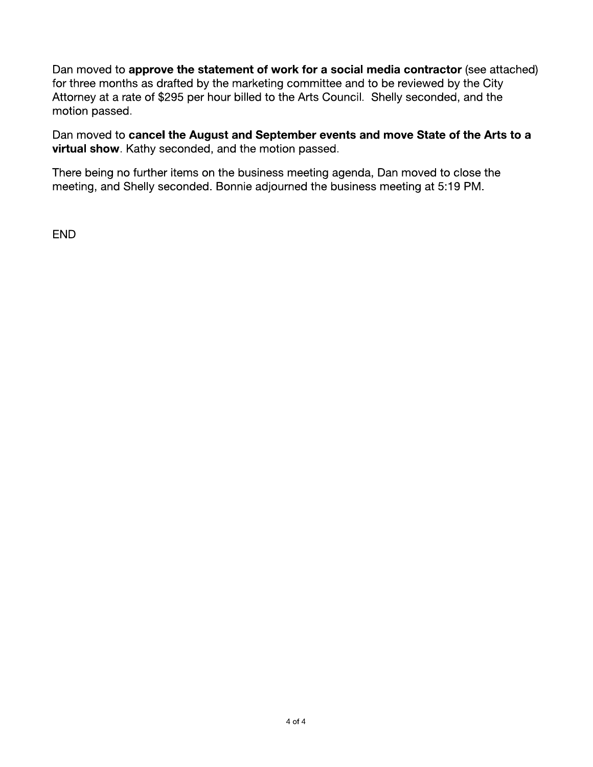Dan moved to **approve the statement of work for a social media contractor** (see attached) for three months as drafted by the marketing committee and to be reviewed by the City Attorney at a rate of $295 per hour billed to the Arts Council. Shelly seconded, and the motion passed.

Dan moved to **cancel the August and September events and move State of the Arts to a virtual show**. Kathy seconded, and the motion passed.

There being no further items on the business meeting agenda, Dan moved to close the meeting, and Shelly seconded. Bonnie adjourned the business meeting at 5:19 PM.

END